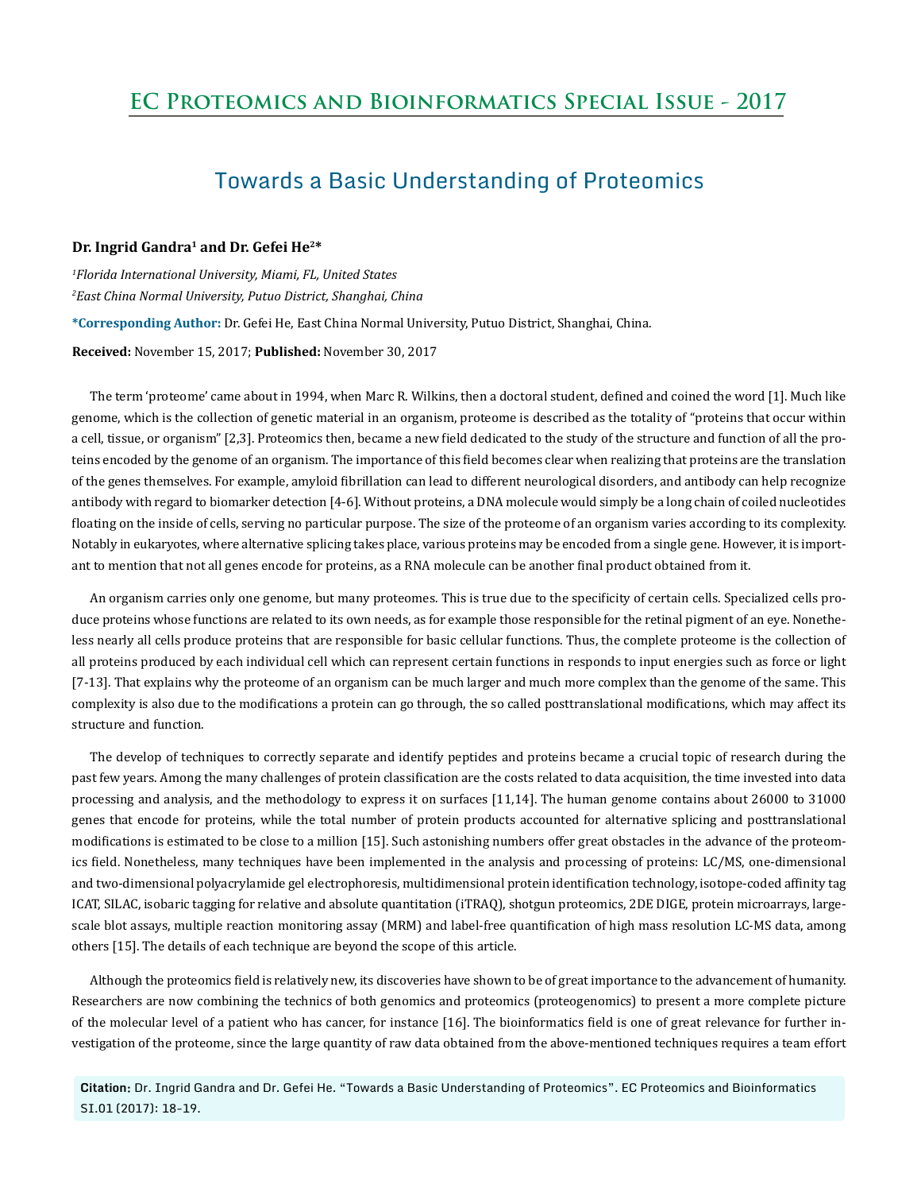# Towards a Basic Understanding of Proteomics

**Dr. Ingrid Gandra[1] and Dr. Gefei He[2]***

*[1]Florida International University, Miami, FL, United States*

*[2]East China Normal University, Putuo District, Shanghai, China*

**\*Corresponding Author:** Dr. Gefei He, East China Normal University, Putuo District, Shanghai, China.

**Received:** November 15, 2017; **Published:** November 30, 2017

The term 'proteome' came about in 1994, when Marc R. Wilkins, then a doctoral student, defined and coined the word [1]. Much like genome, which is the collection of genetic material in an organism, proteome is described as the totality of "proteins that occur within a cell, tissue, or organism" [2,3]. Proteomics then, became a new field dedicated to the study of the structure and function of all the proteins encoded by the genome of an organism. The importance of this field becomes clear when realizing that proteins are the translation of the genes themselves. For example, amyloid fibrillation can lead to different neurological disorders, and antibody can help recognize antibody with regard to biomarker detection [4-6]. Without proteins, a DNA molecule would simply be a long chain of coiled nucleotides floating on the inside of cells, serving no particular purpose. The size of the proteome of an organism varies according to its complexity. Notably in eukaryotes, where alternative splicing takes place, various proteins may be encoded from a single gene. However, it is important to mention that not all genes encode for proteins, as a RNA molecule can be another final product obtained from it.

An organism carries only one genome, but many proteomes. This is true due to the specificity of certain cells. Specialized cells produce proteins whose functions are related to its own needs, as for example those responsible for the retinal pigment of an eye. Nonetheless nearly all cells produce proteins that are responsible for basic cellular functions. Thus, the complete proteome is the collection of all proteins produced by each individual cell which can represent certain functions in responds to input energies such as force or light [7-13]. That explains why the proteome of an organism can be much larger and much more complex than the genome of the same. This complexity is also due to the modifications a protein can go through, the so called posttranslational modifications, which may affect its structure and function.

The develop of techniques to correctly separate and identify peptides and proteins became a crucial topic of research during the past few years. Among the many challenges of protein classification are the costs related to data acquisition, the time invested into data processing and analysis, and the methodology to express it on surfaces [11,14]. The human genome contains about 26000 to 31000 genes that encode for proteins, while the total number of protein products accounted for alternative splicing and posttranslational modifications is estimated to be close to a million [15]. Such astonishing numbers offer great obstacles in the advance of the proteomics field. Nonetheless, many techniques have been implemented in the analysis and processing of proteins: LC/MS, one-dimensional and two-dimensional polyacrylamide gel electrophoresis, multidimensional protein identification technology, isotope-coded affinity tag ICAT, SILAC, isobaric tagging for relative and absolute quantitation (iTRAQ), shotgun proteomics, 2DE DIGE, protein microarrays, large-scale blot assays, multiple reaction monitoring assay (MRM) and label-free quantification of high mass resolution LC-MS data, among others [15]. The details of each technique are beyond the scope of this article.

Although the proteomics field is relatively new, its discoveries have shown to be of great importance to the advancement of humanity. Researchers are now combining the technics of both genomics and proteomics (proteogenomics) to present a more complete picture of the molecular level of a patient who has cancer, for instance [16]. The bioinformatics field is one of great relevance for further investigation of the proteome, since the large quantity of raw data obtained from the above-mentioned techniques requires a team effort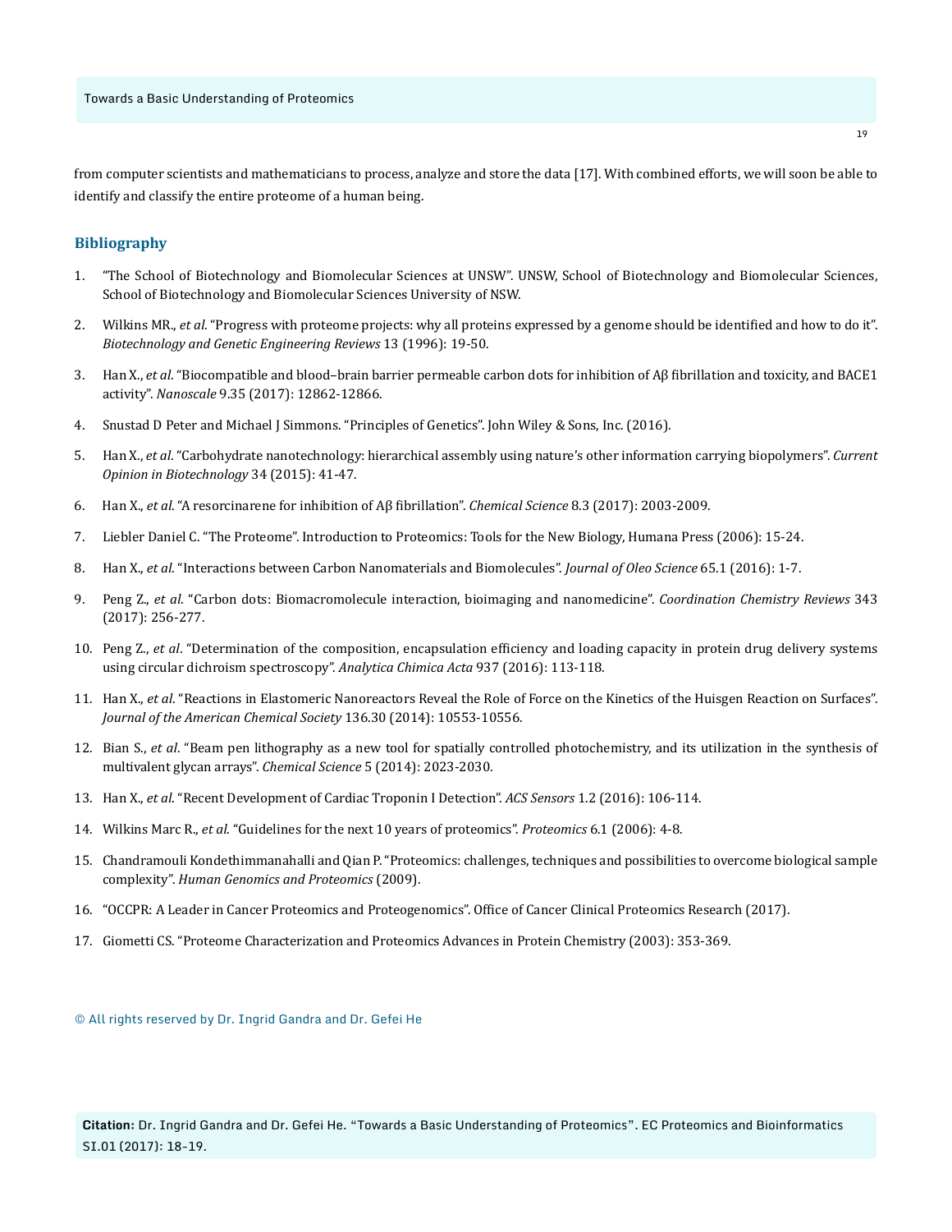from computer scientists and mathematicians to process, analyze and store the data [17]. With combined efforts, we will soon be able to identify and classify the entire proteome of a human being.

## Bibliography

1. "The School of Biotechnology and Biomolecular Sciences at UNSW". UNSW, School of Biotechnology and Biomolecular Sciences, School of Biotechnology and Biomolecular Sciences University of NSW.
2. Wilkins MR., *et al*. "Progress with proteome projects: why all proteins expressed by a genome should be identified and how to do it". *Biotechnology and Genetic Engineering Reviews* 13 (1996): 19-50.
3. Han X., *et al*. "Biocompatible and blood–brain barrier permeable carbon dots for inhibition of Aβ fibrillation and toxicity, and BACE1 activity". *Nanoscale* 9.35 (2017): 12862-12866.
4. Snustad D Peter and Michael J Simmons. "Principles of Genetics". John Wiley & Sons, Inc. (2016).
5. Han X., *et al*. "Carbohydrate nanotechnology: hierarchical assembly using nature's other information carrying biopolymers". *Current Opinion in Biotechnology* 34 (2015): 41-47.
6. Han X., *et al*. "A resorcinarene for inhibition of Aβ fibrillation". *Chemical Science* 8.3 (2017): 2003-2009.
7. Liebler Daniel C. "The Proteome". Introduction to Proteomics: Tools for the New Biology, Humana Press (2006): 15-24.
8. Han X., *et al*. "Interactions between Carbon Nanomaterials and Biomolecules". *Journal of Oleo Science* 65.1 (2016): 1-7.
9. Peng Z., *et al*. "Carbon dots: Biomacromolecule interaction, bioimaging and nanomedicine". *Coordination Chemistry Reviews* 343 (2017): 256-277.
10. Peng Z., *et al*. "Determination of the composition, encapsulation efficiency and loading capacity in protein drug delivery systems using circular dichroism spectroscopy". *Analytica Chimica Acta* 937 (2016): 113-118.
11. Han X., *et al*. "Reactions in Elastomeric Nanoreactors Reveal the Role of Force on the Kinetics of the Huisgen Reaction on Surfaces". *Journal of the American Chemical Society* 136.30 (2014): 10553-10556.
12. Bian S., *et al*. "Beam pen lithography as a new tool for spatially controlled photochemistry, and its utilization in the synthesis of multivalent glycan arrays". *Chemical Science* 5 (2014): 2023-2030.
13. Han X., *et al*. "Recent Development of Cardiac Troponin I Detection". *ACS Sensors* 1.2 (2016): 106-114.
14. Wilkins Marc R., *et al*. "Guidelines for the next 10 years of proteomics". *Proteomics* 6.1 (2006): 4-8.
15. Chandramouli Kondethimmanahalli and Qian P. "Proteomics: challenges, techniques and possibilities to overcome biological sample complexity". *Human Genomics and Proteomics* (2009).
16. "OCCPR: A Leader in Cancer Proteomics and Proteogenomics". Office of Cancer Clinical Proteomics Research (2017).
17. Giometti CS. "Proteome Characterization and Proteomics Advances in Protein Chemistry (2003): 353-369.

© All rights reserved by Dr. Ingrid Gandra and Dr. Gefei He